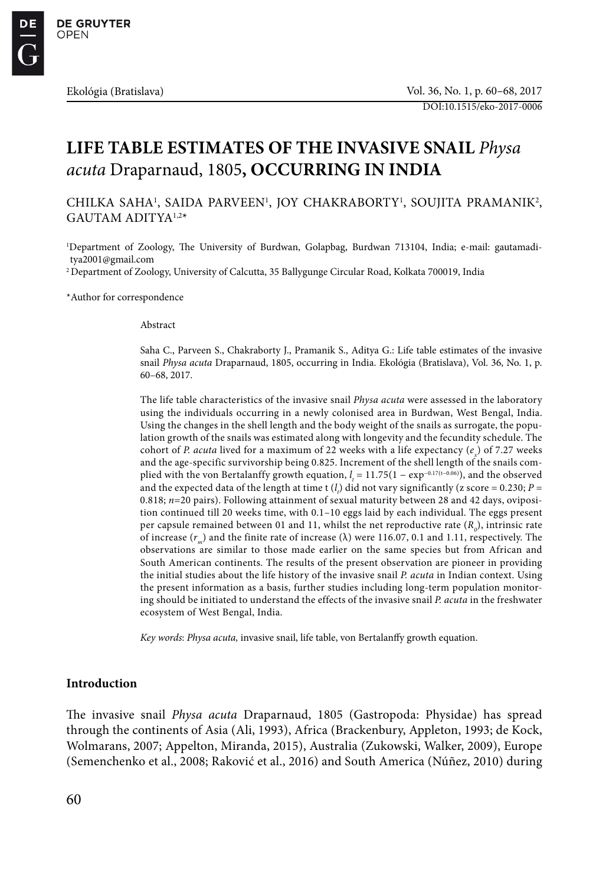# LIFE TABLE ESTIMATES OF THE INVASIVE SNAIL *Physa acuta* Draparnaud, 1805, OCCURRING IN INDIA

CHILKA SAHA[1], SAIDA PARVEEN[1], JOY CHAKRABORTY[1], SOUJITA PRAMANIK[2], GAUTAM ADITYA[1,2]*

[1]Department of Zoology, The University of Burdwan, Golapbag, Burdwan 713104, India; e-mail: gautamaditya2001@gmail.com
[2]Department of Zoology, University of Calcutta, 35 Ballygunge Circular Road, Kolkata 700019, India

*Author for correspondence

Abstract

Saha C., Parveen S., Chakraborty J., Pramanik S., Aditya G.: Life table estimates of the invasive snail *Physa acuta* Draparnaud, 1805, occurring in India. Ekológia (Bratislava), Vol. 36, No. 1, p. 60–68, 2017.

The life table characteristics of the invasive snail *Physa acuta* were assessed in the laboratory using the individuals occurring in a newly colonised area in Burdwan, West Bengal, India. Using the changes in the shell length and the body weight of the snails as surrogate, the population growth of the snails was estimated along with longevity and the fecundity schedule. The cohort of *P. acuta* lived for a maximum of 22 weeks with a life expectancy ($e_x$) of 7.27 weeks and the age-specific survivorship being 0.825. Increment of the shell length of the snails complied with the von Bertalanffy growth equation, $l_t = 11.75(1 - \exp^{-0.17(t-0.06)})$, and the observed and the expected data of the length at time t ($l_t$) did not vary significantly (z score = 0.230; $P$ = 0.818; $n$=20 pairs). Following attainment of sexual maturity between 28 and 42 days, oviposition continued till 20 weeks time, with 0.1–10 eggs laid by each individual. The eggs present per capsule remained between 01 and 11, whilst the net reproductive rate ($R_0$), intrinsic rate of increase ($r_m$) and the finite rate of increase (λ) were 116.07, 0.1 and 1.11, respectively. The observations are similar to those made earlier on the same species but from African and South American continents. The results of the present observation are pioneer in providing the initial studies about the life history of the invasive snail *P. acuta* in Indian context. Using the present information as a basis, further studies including long-term population monitoring should be initiated to understand the effects of the invasive snail *P. acuta* in the freshwater ecosystem of West Bengal, India.

*Key words*: *Physa acuta,* invasive snail, life table, von Bertalanffy growth equation.

## Introduction

The invasive snail *Physa acuta* Draparnaud, 1805 (Gastropoda: Physidae) has spread through the continents of Asia (Ali, 1993), Africa (Brackenbury, Appleton, 1993; de Kock, Wolmarans, 2007; Appelton, Miranda, 2015), Australia (Zukowski, Walker, 2009), Europe (Semenchenko et al., 2008; Raković et al., 2016) and South America (Núñez, 2010) during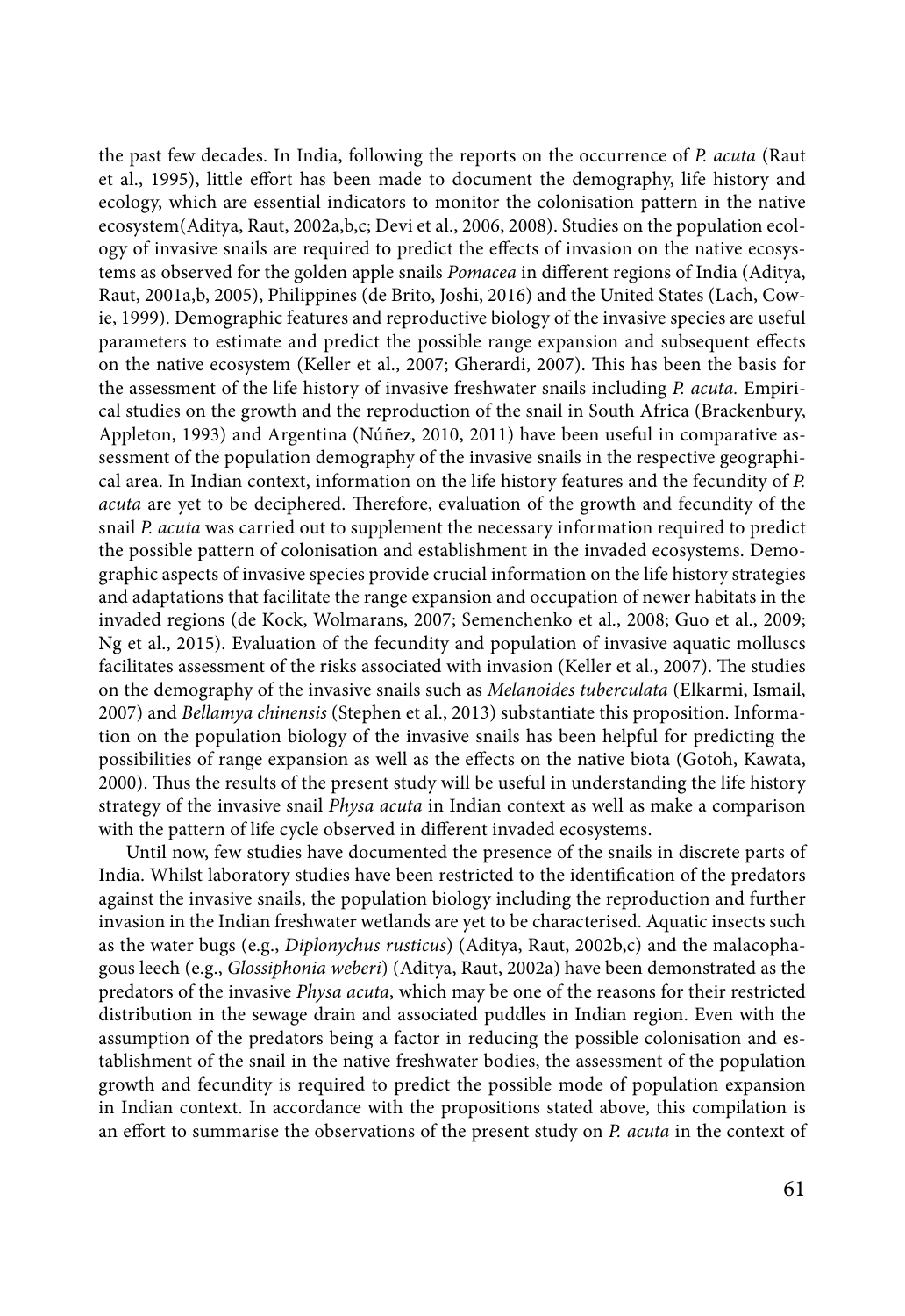the past few decades. In India, following the reports on the occurrence of *P. acuta* (Raut et al., 1995), little effort has been made to document the demography, life history and ecology, which are essential indicators to monitor the colonisation pattern in the native ecosystem(Aditya, Raut, 2002a,b,c; Devi et al., 2006, 2008). Studies on the population ecology of invasive snails are required to predict the effects of invasion on the native ecosystems as observed for the golden apple snails *Pomacea* in different regions of India (Aditya, Raut, 2001a,b, 2005), Philippines (de Brito, Joshi, 2016) and the United States (Lach, Cowie, 1999). Demographic features and reproductive biology of the invasive species are useful parameters to estimate and predict the possible range expansion and subsequent effects on the native ecosystem (Keller et al., 2007; Gherardi, 2007). This has been the basis for the assessment of the life history of invasive freshwater snails including *P. acuta.* Empirical studies on the growth and the reproduction of the snail in South Africa (Brackenbury, Appleton, 1993) and Argentina (Núñez, 2010, 2011) have been useful in comparative assessment of the population demography of the invasive snails in the respective geographical area. In Indian context, information on the life history features and the fecundity of *P. acuta* are yet to be deciphered. Therefore, evaluation of the growth and fecundity of the snail *P. acuta* was carried out to supplement the necessary information required to predict the possible pattern of colonisation and establishment in the invaded ecosystems. Demographic aspects of invasive species provide crucial information on the life history strategies and adaptations that facilitate the range expansion and occupation of newer habitats in the invaded regions (de Kock, Wolmarans, 2007; Semenchenko et al., 2008; Guo et al., 2009; Ng et al., 2015). Evaluation of the fecundity and population of invasive aquatic molluscs facilitates assessment of the risks associated with invasion (Keller et al., 2007). The studies on the demography of the invasive snails such as *Melanoides tuberculata* (Elkarmi, Ismail, 2007) and *Bellamya chinensis* (Stephen et al., 2013) substantiate this proposition. Information on the population biology of the invasive snails has been helpful for predicting the possibilities of range expansion as well as the effects on the native biota (Gotoh, Kawata, 2000). Thus the results of the present study will be useful in understanding the life history strategy of the invasive snail *Physa acuta* in Indian context as well as make a comparison with the pattern of life cycle observed in different invaded ecosystems.

Until now, few studies have documented the presence of the snails in discrete parts of India. Whilst laboratory studies have been restricted to the identification of the predators against the invasive snails, the population biology including the reproduction and further invasion in the Indian freshwater wetlands are yet to be characterised. Aquatic insects such as the water bugs (e.g., *Diplonychus rusticus*) (Aditya, Raut, 2002b,c) and the malacophagous leech (e.g., *Glossiphonia weberi*) (Aditya, Raut, 2002a) have been demonstrated as the predators of the invasive *Physa acuta*, which may be one of the reasons for their restricted distribution in the sewage drain and associated puddles in Indian region. Even with the assumption of the predators being a factor in reducing the possible colonisation and establishment of the snail in the native freshwater bodies, the assessment of the population growth and fecundity is required to predict the possible mode of population expansion in Indian context. In accordance with the propositions stated above, this compilation is an effort to summarise the observations of the present study on *P. acuta* in the context of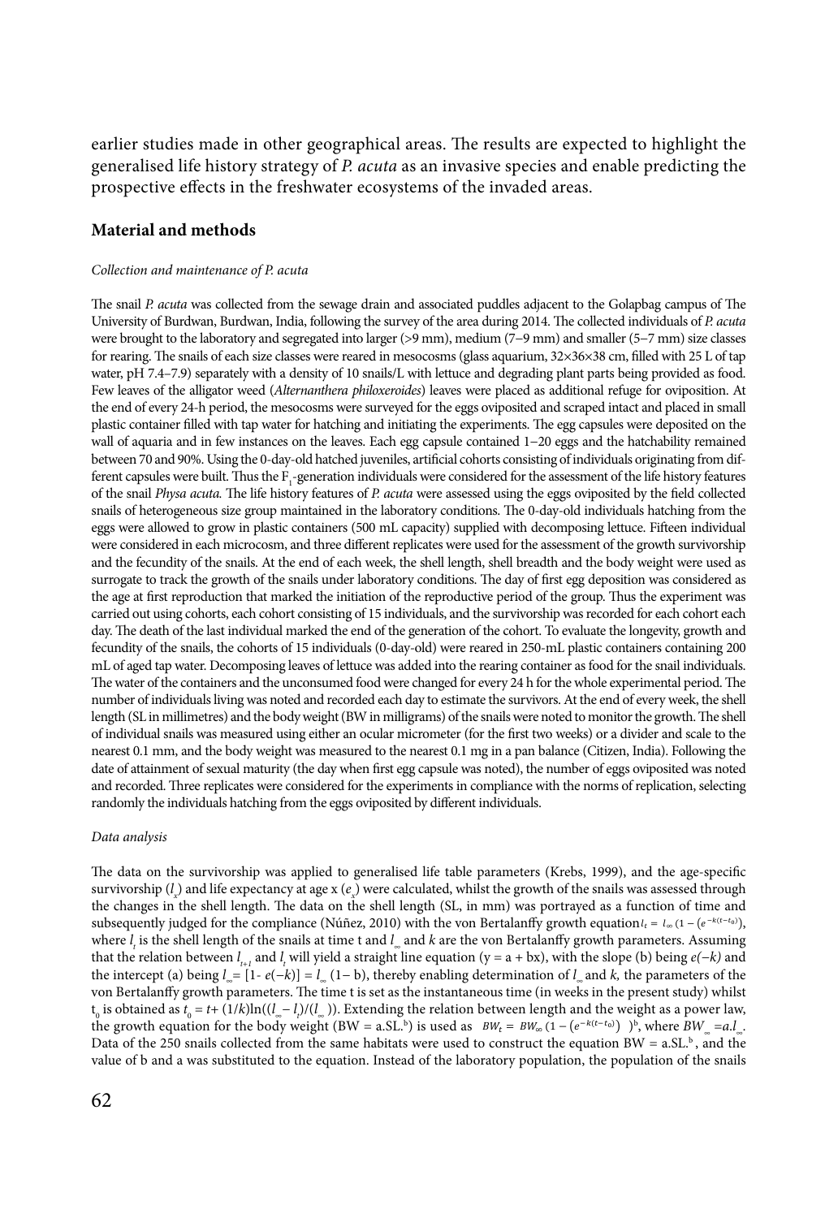earlier studies made in other geographical areas. The results are expected to highlight the generalised life history strategy of *P. acuta* as an invasive species and enable predicting the prospective effects in the freshwater ecosystems of the invaded areas.

## Material and methods

### *Collection and maintenance of P. acuta*

The snail *P. acuta* was collected from the sewage drain and associated puddles adjacent to the Golapbag campus of The University of Burdwan, Burdwan, India, following the survey of the area during 2014. The collected individuals of *P. acuta* were brought to the laboratory and segregated into larger (>9 mm), medium (7–9 mm) and smaller (5–7 mm) size classes for rearing. The snails of each size classes were reared in mesocosms (glass aquarium, 32×36×38 cm, filled with 25 L of tap water, pH 7.4–7.9) separately with a density of 10 snails/L with lettuce and degrading plant parts being provided as food. Few leaves of the alligator weed (*Alternanthera philoxeroides*) leaves were placed as additional refuge for oviposition. At the end of every 24-h period, the mesocosms were surveyed for the eggs oviposited and scraped intact and placed in small plastic container filled with tap water for hatching and initiating the experiments. The egg capsules were deposited on the wall of aquaria and in few instances on the leaves. Each egg capsule contained 1–20 eggs and the hatchability remained between 70 and 90%. Using the 0-day-old hatched juveniles, artificial cohorts consisting of individuals originating from different capsules were built. Thus the $F_1$-generation individuals were considered for the assessment of the life history features of the snail *Physa acuta*. The life history features of *P. acuta* were assessed using the eggs oviposited by the field collected snails of heterogeneous size group maintained in the laboratory conditions. The 0-day-old individuals hatching from the eggs were allowed to grow in plastic containers (500 mL capacity) supplied with decomposing lettuce. Fifteen individual were considered in each microcosm, and three different replicates were used for the assessment of the growth survivorship and the fecundity of the snails. At the end of each week, the shell length, shell breadth and the body weight were used as surrogate to track the growth of the snails under laboratory conditions. The day of first egg deposition was considered as the age at first reproduction that marked the initiation of the reproductive period of the group. Thus the experiment was carried out using cohorts, each cohort consisting of 15 individuals, and the survivorship was recorded for each cohort each day. The death of the last individual marked the end of the generation of the cohort. To evaluate the longevity, growth and fecundity of the snails, the cohorts of 15 individuals (0-day-old) were reared in 250-mL plastic containers containing 200 mL of aged tap water. Decomposing leaves of lettuce was added into the rearing container as food for the snail individuals. The water of the containers and the unconsumed food were changed for every 24 h for the whole experimental period. The number of individuals living was noted and recorded each day to estimate the survivors. At the end of every week, the shell length (SL in millimetres) and the body weight (BW in milligrams) of the snails were noted to monitor the growth. The shell of individual snails was measured using either an ocular micrometer (for the first two weeks) or a divider and scale to the nearest 0.1 mm, and the body weight was measured to the nearest 0.1 mg in a pan balance (Citizen, India). Following the date of attainment of sexual maturity (the day when first egg capsule was noted), the number of eggs oviposited was noted and recorded. Three replicates were considered for the experiments in compliance with the norms of replication, selecting randomly the individuals hatching from the eggs oviposited by different individuals.

### *Data analysis*

The data on the survivorship was applied to generalised life table parameters (Krebs, 1999), and the age-specific survivorship ($l_x$) and life expectancy at age x ($e_x$) were calculated, whilst the growth of the snails was assessed through the changes in the shell length. The data on the shell length (SL, in mm) was portrayed as a function of time and subsequently judged for the compliance (Núñez, 2010) with the von Bertalanffy growth equation $l_t = l_\infty (1 - (e^{-k(t-t_0)})$, where $l_t$ is the shell length of the snails at time t and $l_\infty$ and $k$ are the von Bertalanffy growth parameters. Assuming that the relation between $l_{t+1}$ and $l_t$ will yield a straight line equation (y = a + bx), with the slope (b) being $e(-k)$ and the intercept (a) being $l_\infty = [1 - e(-k)] = l_\infty (1 - b)$, thereby enabling determination of $l_\infty$ and $k$, the parameters of the von Bertalanffy growth parameters. The time t is set as the instantaneous time (in weeks in the present study) whilst $t_0$ is obtained as $t_0 = t + (1/k)\ln((l_\infty - l_t)/(l_\infty))$. Extending the relation between length and the weight as a power law, the growth equation for the body weight (BW = a.SL.$^b$) is used as $BW_t = BW_\infty (1 - (e^{-k(t-t_0)}))^b$, where $BW_\infty = a.l_\infty$. Data of the 250 snails collected from the same habitats were used to construct the equation BW = a.SL.$^b$, and the value of b and a was substituted to the equation. Instead of the laboratory population, the population of the snails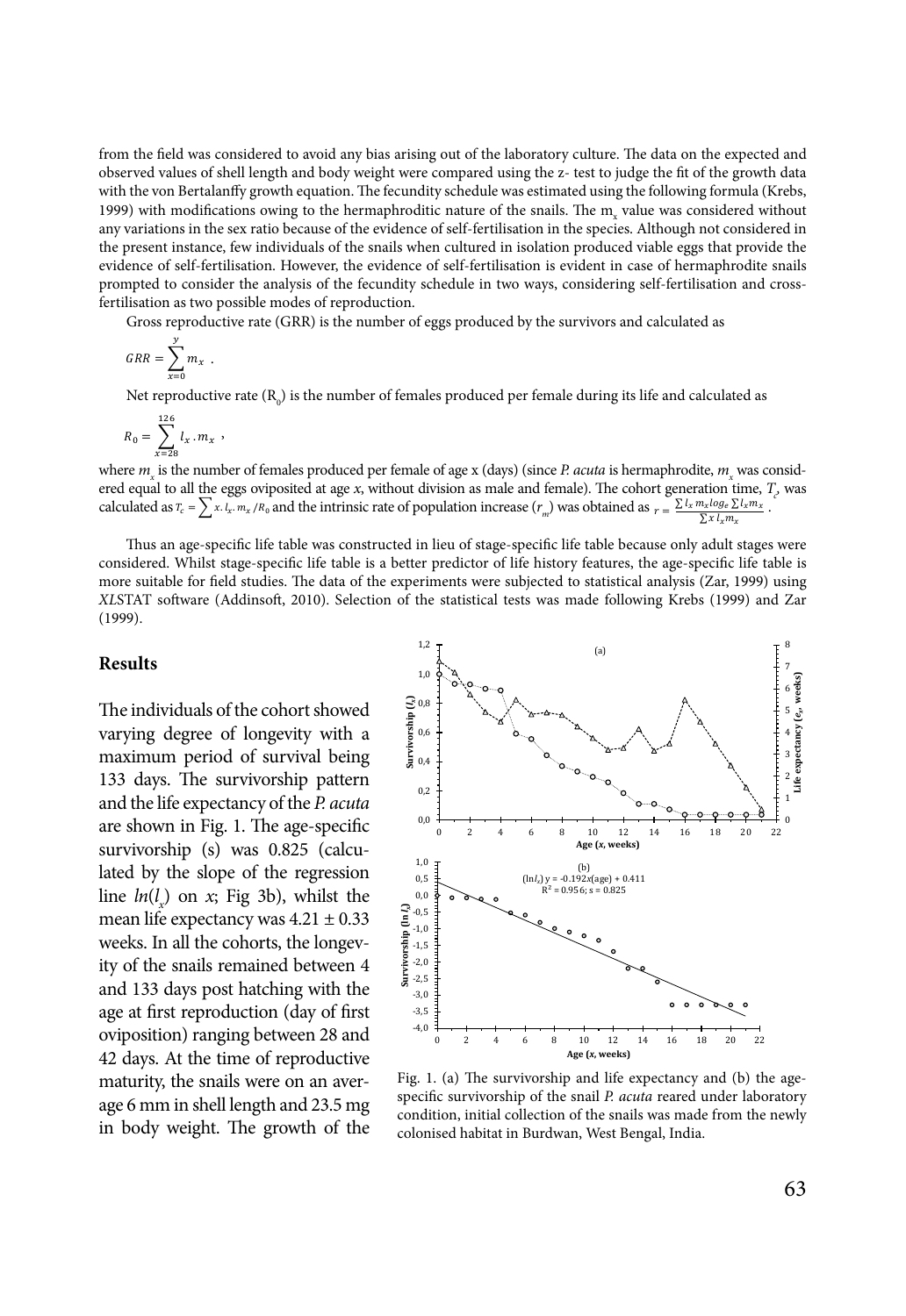from the field was considered to avoid any bias arising out of the laboratory culture. The data on the expected and observed values of shell length and body weight were compared using the z- test to judge the fit of the growth data with the von Bertalanffy growth equation. The fecundity schedule was estimated using the following formula (Krebs, 1999) with modifications owing to the hermaphroditic nature of the snails. The $m_x$ value was considered without any variations in the sex ratio because of the evidence of self-fertilisation in the species. Although not considered in the present instance, few individuals of the snails when cultured in isolation produced viable eggs that provide the evidence of self-fertilisation. However, the evidence of self-fertilisation is evident in case of hermaphrodite snails prompted to consider the analysis of the fecundity schedule in two ways, considering self-fertilisation and cross-fertilisation as two possible modes of reproduction.

Gross reproductive rate (GRR) is the number of eggs produced by the survivors and calculated as

$$GRR = \sum_{x=0}^{y} m_x \ .$$

Net reproductive rate ($R_0$) is the number of females produced per female during its life and calculated as

$$R_0 = \sum_{x=28}^{126} l_x . m_x \ ,$$

where $m_x$ is the number of females produced per female of age x (days) (since *P. acuta* is hermaphrodite, $m_x$ was considered equal to all the eggs oviposited at age $x$, without division as male and female). The cohort generation time, $T_c$, was calculated as $T_c = \sum x . l_x . m_x / R_0$ and the intrinsic rate of population increase ($r_m$) was obtained as $r = \frac{\sum l_x m_x log_e \sum l_x m_x}{\sum x \, l_x m_x}$ .

Thus an age-specific life table was constructed in lieu of stage-specific life table because only adult stages were considered. Whilst stage-specific life table is a better predictor of life history features, the age-specific life table is more suitable for field studies. The data of the experiments were subjected to statistical analysis (Zar, 1999) using *XL*STAT software (Addinsoft, 2010). Selection of the statistical tests was made following Krebs (1999) and Zar (1999).

## Results

The individuals of the cohort showed varying degree of longevity with a maximum period of survival being 133 days. The survivorship pattern and the life expectancy of the *P. acuta* are shown in Fig. 1. The age-specific survivorship (s) was 0.825 (calculated by the slope of the regression line $ln(l_x)$ on $x$; Fig 3b), whilst the mean life expectancy was 4.21 ± 0.33 weeks. In all the cohorts, the longevity of the snails remained between 4 and 133 days post hatching with the age at first reproduction (day of first oviposition) ranging between 28 and 42 days. At the time of reproductive maturity, the snails were on an average 6 mm in shell length and 23.5 mg in body weight. The growth of the

Fig. 1. (a) The survivorship and life expectancy and (b) the age-specific survivorship of the snail *P. acuta* reared under laboratory condition, initial collection of the snails was made from the newly colonised habitat in Burdwan, West Bengal, India.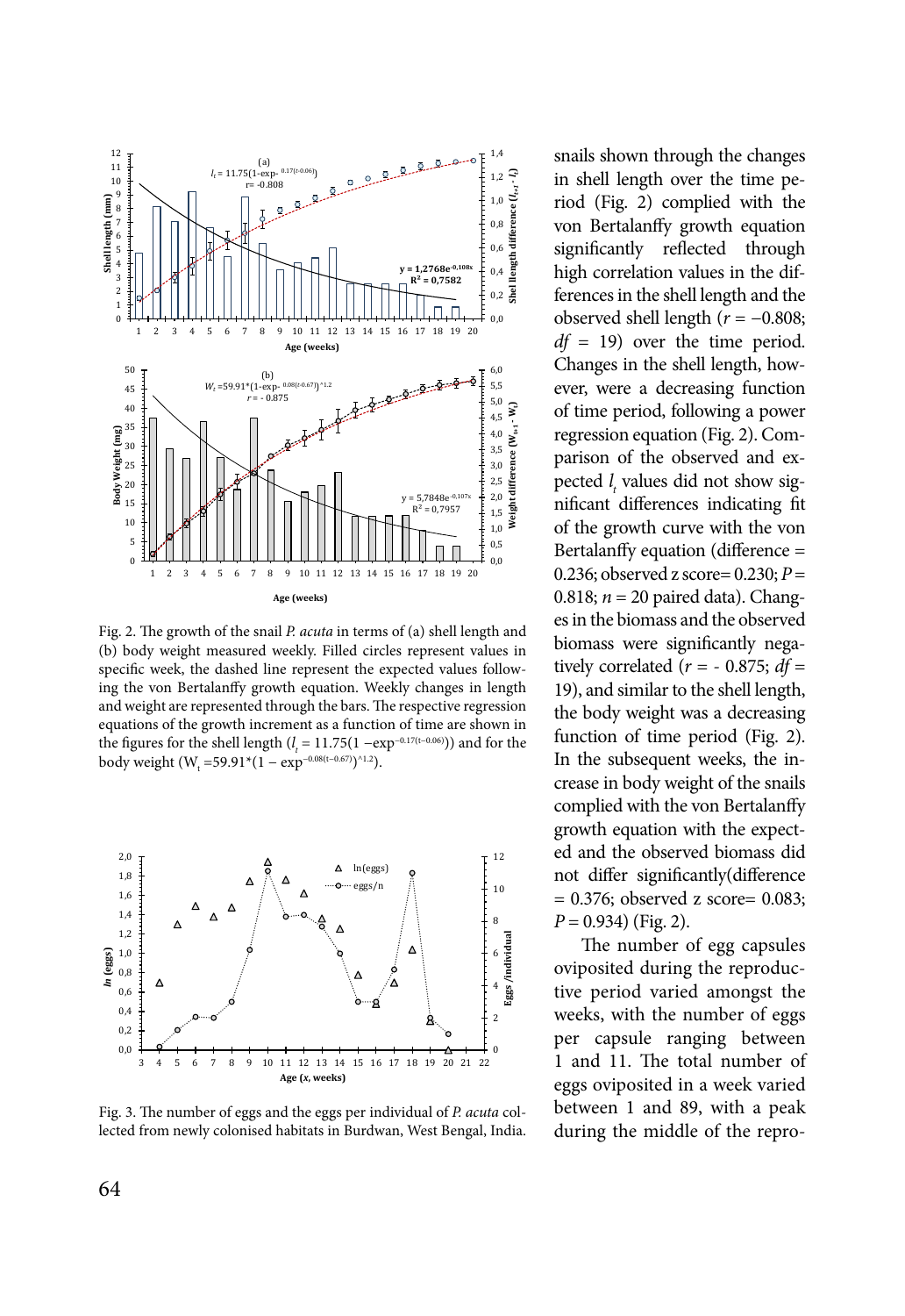Fig. 2. The growth of the snail *P. acuta* in terms of (a) shell length and (b) body weight measured weekly. Filled circles represent values in specific week, the dashed line represent the expected values following the von Bertalanffy growth equation. Weekly changes in length and weight are represented through the bars. The respective regression equations of the growth increment as a function of time are shown in the figures for the shell length ($l_t = 11.75(1 - \exp^{-0.17(t-0.06)})$) and for the body weight ($W_t = 59.91*(1 - \exp^{-0.08(t-0.67)})^{1.2}$).

Fig. 3. The number of eggs and the eggs per individual of *P. acuta* collected from newly colonised habitats in Burdwan, West Bengal, India.

snails shown through the changes in shell length over the time period (Fig. 2) complied with the von Bertalanffy growth equation significantly reflected through high correlation values in the differences in the shell length and the observed shell length ($r = -0.808$; $df = 19$) over the time period. Changes in the shell length, however, were a decreasing function of time period, following a power regression equation (Fig. 2). Comparison of the observed and expected $l_t$ values did not show significant differences indicating fit of the growth curve with the von Bertalanffy equation (difference = 0.236; observed z score= 0.230; $P = 0.818$; $n = 20$ paired data). Changes in the biomass and the observed biomass were significantly negatively correlated ($r = -0.875$; $df = 19$), and similar to the shell length, the body weight was a decreasing function of time period (Fig. 2). In the subsequent weeks, the increase in body weight of the snails complied with the von Bertalanffy growth equation as the expected and the observed biomass did not differ significantly(difference = 0.376; observed z score= 0.083; $P = 0.934$) (Fig. 2).

The number of egg capsules oviposited during the reproductive period varied amongst the weeks, with the number of eggs per capsule ranging between 1 and 11. The total number of eggs oviposited in a week varied between 1 and 89, with a peak during the middle of the repro-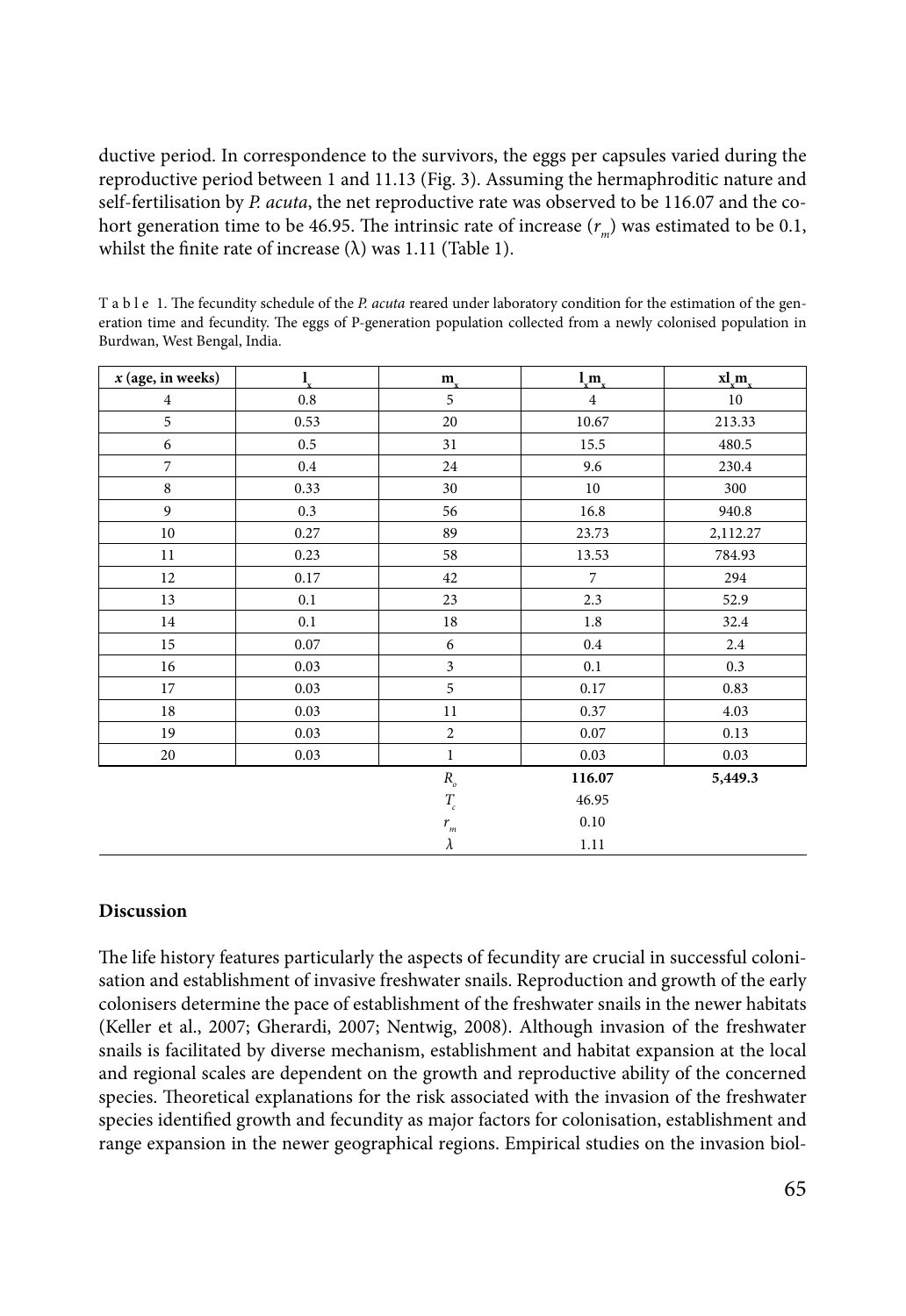ductive period. In correspondence to the survivors, the eggs per capsules varied during the reproductive period between 1 and 11.13 (Fig. 3). Assuming the hermaphroditic nature and self-fertilisation by *P. acuta*, the net reproductive rate was observed to be 116.07 and the cohort generation time to be 46.95. The intrinsic rate of increase ($r_m$) was estimated to be 0.1, whilst the finite rate of increase (λ) was 1.11 (Table 1).

Table 1. The fecundity schedule of the *P. acuta* reared under laboratory condition for the estimation of the generation time and fecundity. The eggs of P-generation population collected from a newly colonised population in Burdwan, West Bengal, India.

| *x* (age, in weeks) | $l_x$ | $m_x$ | $l_x m_x$ | $x l_x m_x$ |
|---|---|---|---|---|
| 4 | 0.8 | 5 | 4 | 10 |
| 5 | 0.53 | 20 | 10.67 | 213.33 |
| 6 | 0.5 | 31 | 15.5 | 480.5 |
| 7 | 0.4 | 24 | 9.6 | 230.4 |
| 8 | 0.33 | 30 | 10 | 300 |
| 9 | 0.3 | 56 | 16.8 | 940.8 |
| 10 | 0.27 | 89 | 23.73 | 2,112.27 |
| 11 | 0.23 | 58 | 13.53 | 784.93 |
| 12 | 0.17 | 42 | 7 | 294 |
| 13 | 0.1 | 23 | 2.3 | 52.9 |
| 14 | 0.1 | 18 | 1.8 | 32.4 |
| 15 | 0.07 | 6 | 0.4 | 2.4 |
| 16 | 0.03 | 3 | 0.1 | 0.3 |
| 17 | 0.03 | 5 | 0.17 | 0.83 |
| 18 | 0.03 | 11 | 0.37 | 4.03 |
| 19 | 0.03 | 2 | 0.07 | 0.13 |
| 20 | 0.03 | 1 | 0.03 | 0.03 |
| | | $R_o$ | **116.07** | **5,449.3** |
| | | $T_c$ | 46.95 | |
| | | $r_m$ | 0.10 | |
| | | $\lambda$ | 1.11 | |

## Discussion

The life history features particularly the aspects of fecundity are crucial in successful colonisation and establishment of invasive freshwater snails. Reproduction and growth of the early colonisers determine the pace of establishment of the freshwater snails in the newer habitats (Keller et al., 2007; Gherardi, 2007; Nentwig, 2008). Although invasion of the freshwater snails is facilitated by diverse mechanism, establishment and habitat expansion at the local and regional scales are dependent on the growth and reproductive ability of the concerned species. Theoretical explanations for the risk associated with the invasion of the freshwater species identified growth and fecundity as major factors for colonisation, establishment and range expansion in the newer geographical regions. Empirical studies on the invasion biol-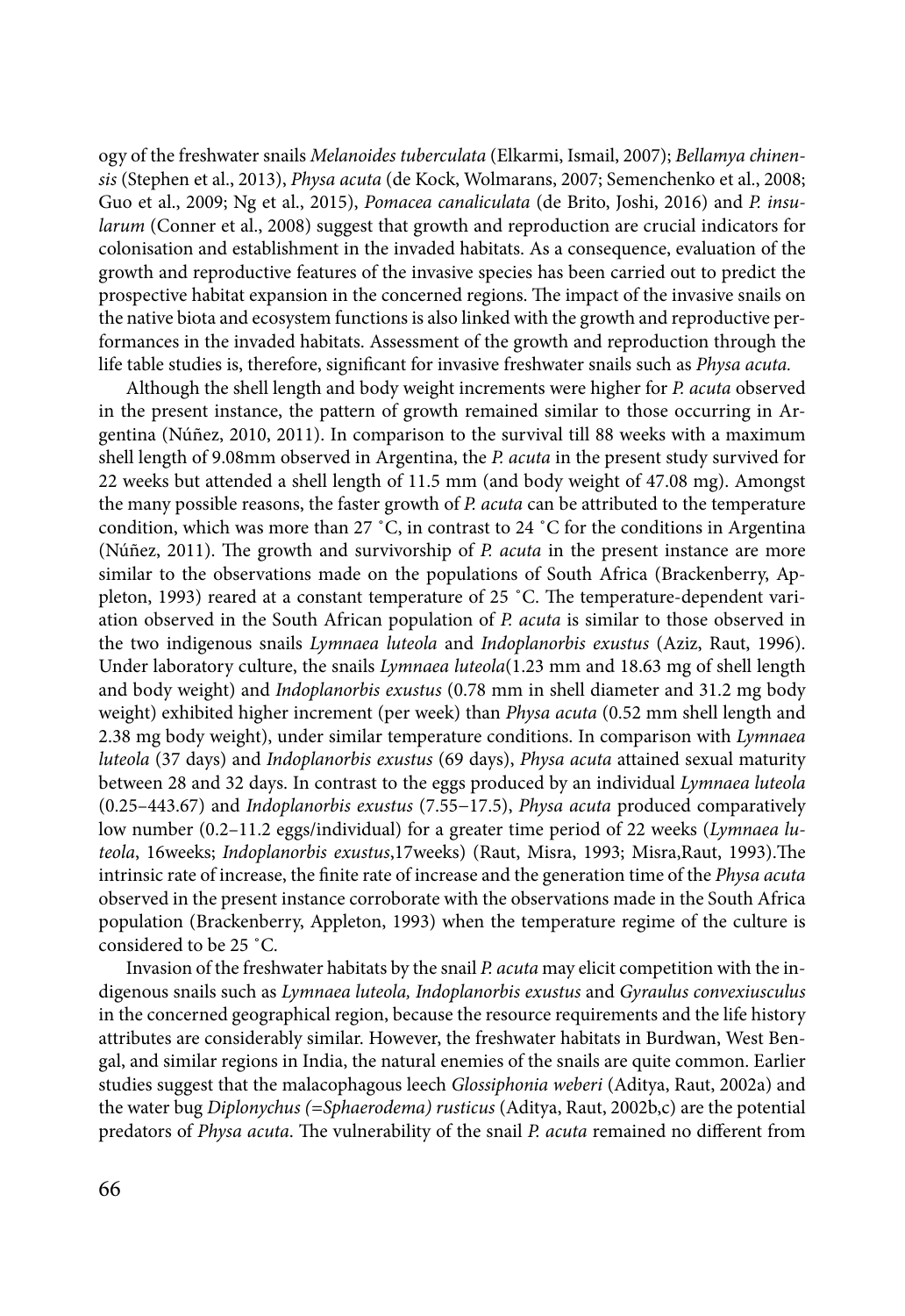ogy of the freshwater snails *Melanoides tuberculata* (Elkarmi, Ismail, 2007); *Bellamya chinensis* (Stephen et al., 2013), *Physa acuta* (de Kock, Wolmarans, 2007; Semenchenko et al., 2008; Guo et al., 2009; Ng et al., 2015), *Pomacea canaliculata* (de Brito, Joshi, 2016) and *P. insularum* (Conner et al., 2008) suggest that growth and reproduction are crucial indicators for colonisation and establishment in the invaded habitats. As a consequence, evaluation of the growth and reproductive features of the invasive species has been carried out to predict the prospective habitat expansion in the concerned regions. The impact of the invasive snails on the native biota and ecosystem functions is also linked with the growth and reproductive performances in the invaded habitats. Assessment of the growth and reproduction through the life table studies is, therefore, significant for invasive freshwater snails such as *Physa acuta.*

Although the shell length and body weight increments were higher for *P. acuta* observed in the present instance, the pattern of growth remained similar to those occurring in Argentina (Núñez, 2010, 2011). In comparison to the survival till 88 weeks with a maximum shell length of 9.08mm observed in Argentina, the *P. acuta* in the present study survived for 22 weeks but attended a shell length of 11.5 mm (and body weight of 47.08 mg). Amongst the many possible reasons, the faster growth of *P. acuta* can be attributed to the temperature condition, which was more than 27 ˚C, in contrast to 24 ˚C for the conditions in Argentina (Núñez, 2011). The growth and survivorship of *P. acuta* in the present instance are more similar to the observations made on the populations of South Africa (Brackenberry, Appleton, 1993) reared at a constant temperature of 25 ˚C. The temperature-dependent variation observed in the South African population of *P. acuta* is similar to those observed in the two indigenous snails *Lymnaea luteola* and *Indoplanorbis exustus* (Aziz, Raut, 1996). Under laboratory culture, the snails *Lymnaea luteola*(1.23 mm and 18.63 mg of shell length and body weight) and *Indoplanorbis exustus* (0.78 mm in shell diameter and 31.2 mg body weight) exhibited higher increment (per week) than *Physa acuta* (0.52 mm shell length and 2.38 mg body weight), under similar temperature conditions. In comparison with *Lymnaea luteola* (37 days) and *Indoplanorbis exustus* (69 days), *Physa acuta* attained sexual maturity between 28 and 32 days. In contrast to the eggs produced by an individual *Lymnaea luteola* (0.25–443.67) and *Indoplanorbis exustus* (7.55−17.5), *Physa acuta* produced comparatively low number (0.2–11.2 eggs/individual) for a greater time period of 22 weeks (*Lymnaea luteola*, 16weeks; *Indoplanorbis exustus*,17weeks) (Raut, Misra, 1993; Misra,Raut, 1993).The intrinsic rate of increase, the finite rate of increase and the generation time of the *Physa acuta* observed in the present instance corroborate with the observations made in the South Africa population (Brackenberry, Appleton, 1993) when the temperature regime of the culture is considered to be 25 ˚C.

Invasion of the freshwater habitats by the snail *P. acuta* may elicit competition with the indigenous snails such as *Lymnaea luteola, Indoplanorbis exustus* and *Gyraulus convexiusculus* in the concerned geographical region, because the resource requirements and the life history attributes are considerably similar. However, the freshwater habitats in Burdwan, West Bengal, and similar regions in India, the natural enemies of the snails are quite common. Earlier studies suggest that the malacophagous leech *Glossiphonia weberi* (Aditya, Raut, 2002a) and the water bug *Diplonychus (=Sphaerodema) rusticus* (Aditya, Raut, 2002b,c) are the potential predators of *Physa acuta*. The vulnerability of the snail *P. acuta* remained no different from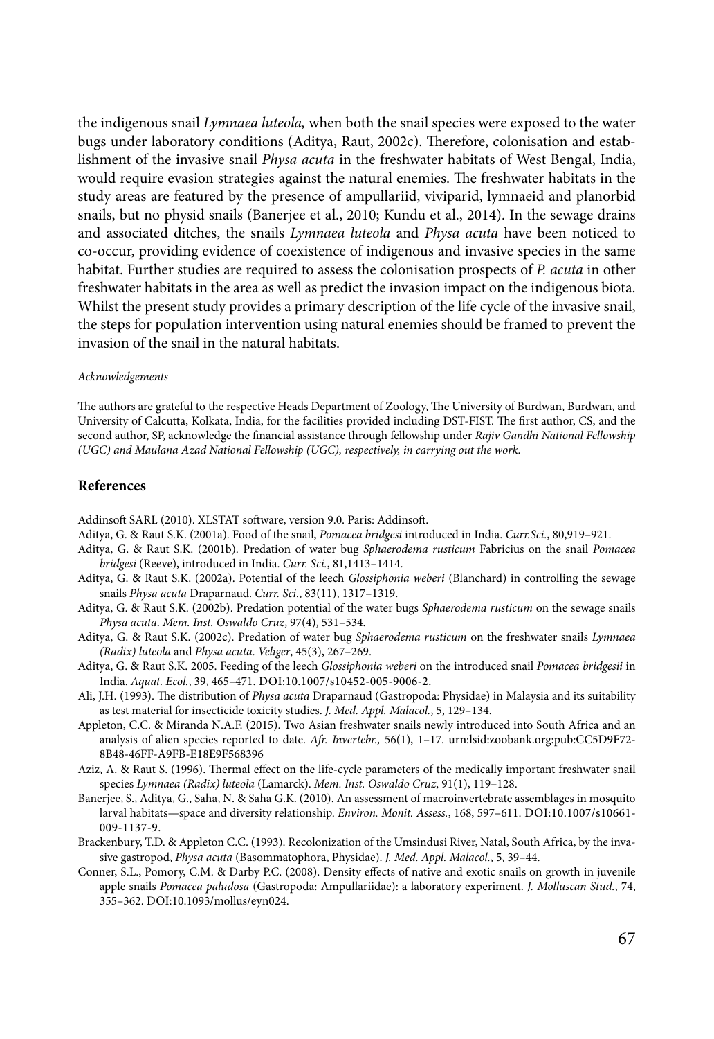the indigenous snail *Lymnaea luteola,* when both the snail species were exposed to the water bugs under laboratory conditions (Aditya, Raut, 2002c). Therefore, colonisation and establishment of the invasive snail *Physa acuta* in the freshwater habitats of West Bengal, India, would require evasion strategies against the natural enemies. The freshwater habitats in the study areas are featured by the presence of ampullariid, viviparid, lymnaeid and planorbid snails, but no physid snails (Banerjee et al., 2010; Kundu et al., 2014). In the sewage drains and associated ditches, the snails *Lymnaea luteola* and *Physa acuta* have been noticed to co-occur, providing evidence of coexistence of indigenous and invasive species in the same habitat. Further studies are required to assess the colonisation prospects of *P. acuta* in other freshwater habitats in the area as well as predict the invasion impact on the indigenous biota. Whilst the present study provides a primary description of the life cycle of the invasive snail, the steps for population intervention using natural enemies should be framed to prevent the invasion of the snail in the natural habitats.

*Acknowledgements*

The authors are grateful to the respective Heads Department of Zoology, The University of Burdwan, Burdwan, and University of Calcutta, Kolkata, India, for the facilities provided including DST-FIST. The first author, CS, and the second author, SP, acknowledge the financial assistance through fellowship under *Rajiv Gandhi National Fellowship (UGC) and Maulana Azad National Fellowship (UGC), respectively, in carrying out the work.*

## References

Addinsoft SARL (2010). XLSTAT software, version 9.0. Paris: Addinsoft.

Aditya, G. & Raut S.K. (2001a). Food of the snail, *Pomacea bridgesi* introduced in India. *Curr.Sci.*, 80,919–921.

Aditya, G. & Raut S.K. (2001b). Predation of water bug *Sphaerodema rusticum* Fabricius on the snail *Pomacea bridgesi* (Reeve), introduced in India. *Curr. Sci.*, 81,1413–1414.

Aditya, G. & Raut S.K. (2002a). Potential of the leech *Glossiphonia weberi* (Blanchard) in controlling the sewage snails *Physa acuta* Draparnaud. *Curr. Sci.*, 83(11), 1317–1319.

Aditya, G. & Raut S.K. (2002b). Predation potential of the water bugs *Sphaerodema rusticum* on the sewage snails *Physa acuta*. *Mem. Inst. Oswaldo Cruz*, 97(4), 531–534.

Aditya, G. & Raut S.K. (2002c). Predation of water bug *Sphaerodema rusticum* on the freshwater snails *Lymnaea (Radix) luteola* and *Physa acuta*. *Veliger*, 45(3), 267–269.

Aditya, G. & Raut S.K. 2005. Feeding of the leech *Glossiphonia weberi* on the introduced snail *Pomacea bridgesii* in India. *Aquat. Ecol.*, 39, 465–471. DOI:10.1007/s10452-005-9006-2.

Ali, J.H. (1993). The distribution of *Physa acuta* Draparnaud (Gastropoda: Physidae) in Malaysia and its suitability as test material for insecticide toxicity studies. *J. Med. Appl. Malacol.*, 5, 129–134.

Appleton, C.C. & Miranda N.A.F. (2015). Two Asian freshwater snails newly introduced into South Africa and an analysis of alien species reported to date. *Afr. Invertebr.,* 56(1), 1–17. urn:lsid:zoobank.org:pub:CC5D9F72-8B48-46FF-A9FB-E18E9F568396

Aziz, A. & Raut S. (1996). Thermal effect on the life-cycle parameters of the medically important freshwater snail species *Lymnaea (Radix) luteola* (Lamarck). *Mem. Inst. Oswaldo Cruz*, 91(1), 119–128.

Banerjee, S., Aditya, G., Saha, N. & Saha G.K. (2010). An assessment of macroinvertebrate assemblages in mosquito larval habitats—space and diversity relationship. *Environ. Monit. Assess.*, 168, 597–611. DOI:10.1007/s10661-009-1137-9.

Brackenbury, T.D. & Appleton C.C. (1993). Recolonization of the Umsindusi River, Natal, South Africa, by the invasive gastropod, *Physa acuta* (Basommatophora, Physidae). *J. Med. Appl. Malacol.*, 5, 39–44.

Conner, S.L., Pomory, C.M. & Darby P.C. (2008). Density effects of native and exotic snails on growth in juvenile apple snails *Pomacea paludosa* (Gastropoda: Ampullariidae): a laboratory experiment. *J. Molluscan Stud.*, 74, 355–362. DOI:10.1093/mollus/eyn024.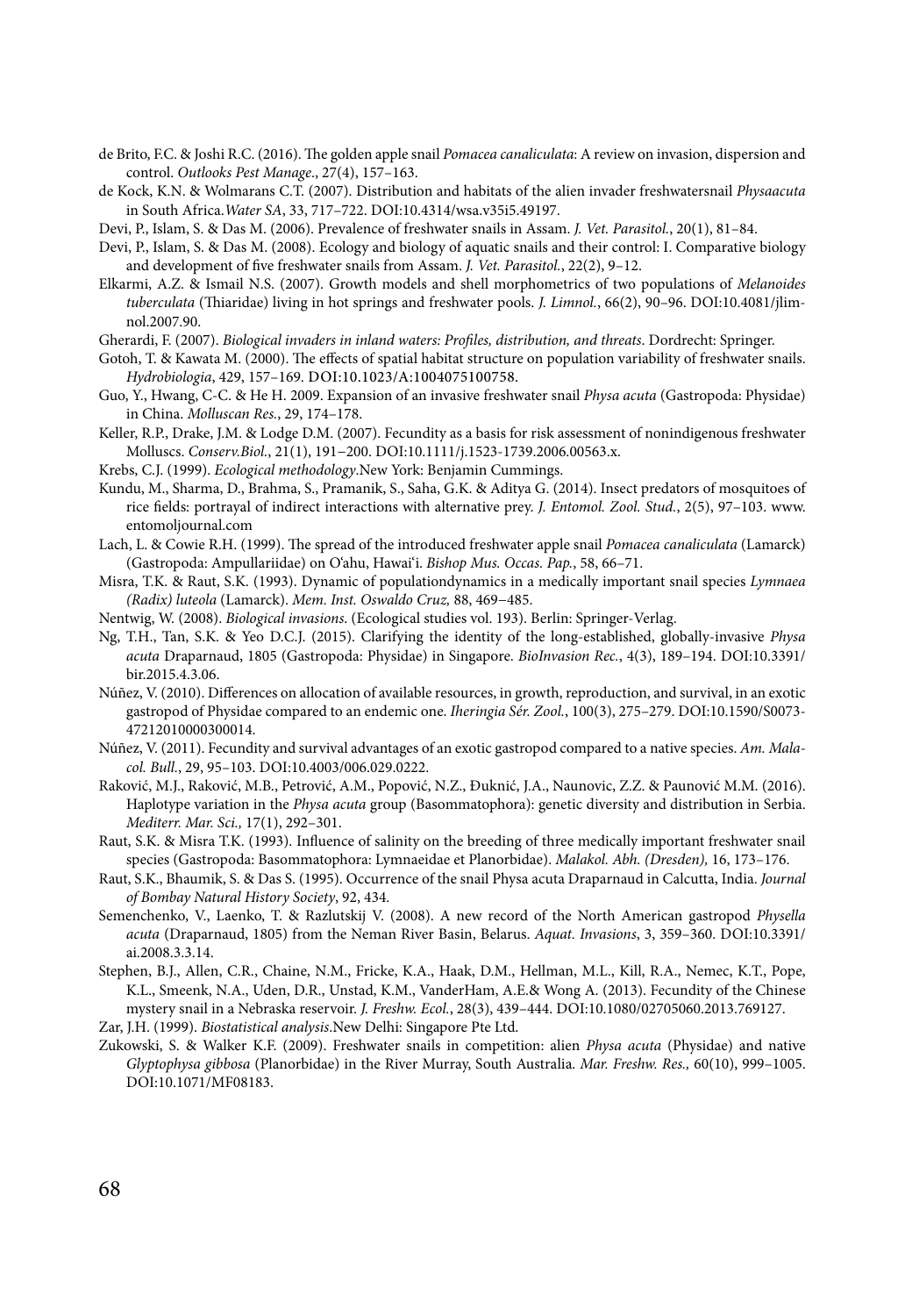de Brito, F.C. & Joshi R.C. (2016). The golden apple snail *Pomacea canaliculata*: A review on invasion, dispersion and control. *Outlooks Pest Manage*., 27(4), 157–163.

de Kock, K.N. & Wolmarans C.T. (2007). Distribution and habitats of the alien invader freshwatersnail *Physaacuta* in South Africa.*Water SA*, 33, 717–722. DOI:10.4314/wsa.v35i5.49197.

Devi, P., Islam, S. & Das M. (2006). Prevalence of freshwater snails in Assam. *J. Vet. Parasitol.*, 20(1), 81–84.

Devi, P., Islam, S. & Das M. (2008). Ecology and biology of aquatic snails and their control: I. Comparative biology and development of five freshwater snails from Assam. *J. Vet. Parasitol.*, 22(2), 9–12.

Elkarmi, A.Z. & Ismail N.S. (2007). Growth models and shell morphometrics of two populations of *Melanoides tuberculata* (Thiaridae) living in hot springs and freshwater pools. *J. Limnol.*, 66(2), 90–96. DOI:10.4081/jlimnol.2007.90.

Gherardi, F. (2007). *Biological invaders in inland waters: Profiles, distribution, and threats*. Dordrecht: Springer.

Gotoh, T. & Kawata M. (2000). The effects of spatial habitat structure on population variability of freshwater snails. *Hydrobiologia*, 429, 157–169. DOI:10.1023/A:1004075100758.

Guo, Y., Hwang, C-C. & He H. 2009. Expansion of an invasive freshwater snail *Physa acuta* (Gastropoda: Physidae) in China. *Molluscan Res.*, 29, 174–178.

Keller, R.P., Drake, J.M. & Lodge D.M. (2007). Fecundity as a basis for risk assessment of nonindigenous freshwater Molluscs. *Conserv.Biol.*, 21(1), 191–200. DOI:10.1111/j.1523-1739.2006.00563.x.

Krebs, C.J. (1999). *Ecological methodology*.New York: Benjamin Cummings.

Kundu, M., Sharma, D., Brahma, S., Pramanik, S., Saha, G.K. & Aditya G. (2014). Insect predators of mosquitoes of rice fields: portrayal of indirect interactions with alternative prey. *J. Entomol. Zool. Stud.*, 2(5), 97–103. www.entomoljournal.com

Lach, L. & Cowie R.H. (1999). The spread of the introduced freshwater apple snail *Pomacea canaliculata* (Lamarck) (Gastropoda: Ampullariidae) on O'ahu, Hawai'i. *Bishop Mus. Occas. Pap.*, 58, 66–71.

Misra, T.K. & Raut, S.K. (1993). Dynamic of populationdynamics in a medically important snail species *Lymnaea (Radix) luteola* (Lamarck). *Mem. Inst. Oswaldo Cruz,* 88, 469–485.

Nentwig, W. (2008). *Biological invasions*. (Ecological studies vol. 193). Berlin: Springer-Verlag.

Ng, T.H., Tan, S.K. & Yeo D.C.J. (2015). Clarifying the identity of the long-established, globally-invasive *Physa acuta* Draparnaud, 1805 (Gastropoda: Physidae) in Singapore. *BioInvasion Rec.*, 4(3), 189–194. DOI:10.3391/bir.2015.4.3.06.

Núñez, V. (2010). Differences on allocation of available resources, in growth, reproduction, and survival, in an exotic gastropod of Physidae compared to an endemic one. *Iheringia Sér. Zool.*, 100(3), 275–279. DOI:10.1590/S0073-47212010000300014.

Núñez, V. (2011). Fecundity and survival advantages of an exotic gastropod compared to a native species. *Am. Malacol. Bull.*, 29, 95–103. DOI:10.4003/006.029.0222.

Raković, M.J., Raković, M.B., Petrović, A.M., Popović, N.Z., Đuknić, J.A., Naunovic, Z.Z. & Paunović M.M. (2016). Haplotype variation in the *Physa acuta* group (Basommatophora): genetic diversity and distribution in Serbia. *Mediterr. Mar. Sci.,* 17(1), 292–301.

Raut, S.K. & Misra T.K. (1993). Influence of salinity on the breeding of three medically important freshwater snail species (Gastropoda: Basommatophora: Lymnaeidae et Planorbidae). *Malakol. Abh. (Dresden),* 16, 173–176.

Raut, S.K., Bhaumik, S. & Das S. (1995). Occurrence of the snail Physa acuta Draparnaud in Calcutta, India. *Journal of Bombay Natural History Society*, 92, 434.

Semenchenko, V., Laenko, T. & Razlutskij V. (2008). A new record of the North American gastropod *Physella acuta* (Draparnaud, 1805) from the Neman River Basin, Belarus. *Aquat. Invasions*, 3, 359–360. DOI:10.3391/ai.2008.3.3.14.

Stephen, B.J., Allen, C.R., Chaine, N.M., Fricke, K.A., Haak, D.M., Hellman, M.L., Kill, R.A., Nemec, K.T., Pope, K.L., Smeenk, N.A., Uden, D.R., Unstad, K.M., VanderHam, A.E.& Wong A. (2013). Fecundity of the Chinese mystery snail in a Nebraska reservoir. *J. Freshw. Ecol.*, 28(3), 439–444. DOI:10.1080/02705060.2013.769127.

Zar, J.H. (1999). *Biostatistical analysis*.New Delhi: Singapore Pte Ltd.

Zukowski, S. & Walker K.F. (2009). Freshwater snails in competition: alien *Physa acuta* (Physidae) and native *Glyptophysa gibbosa* (Planorbidae) in the River Murray, South Australia. *Mar. Freshw. Res.,* 60(10), 999–1005. DOI:10.1071/MF08183.